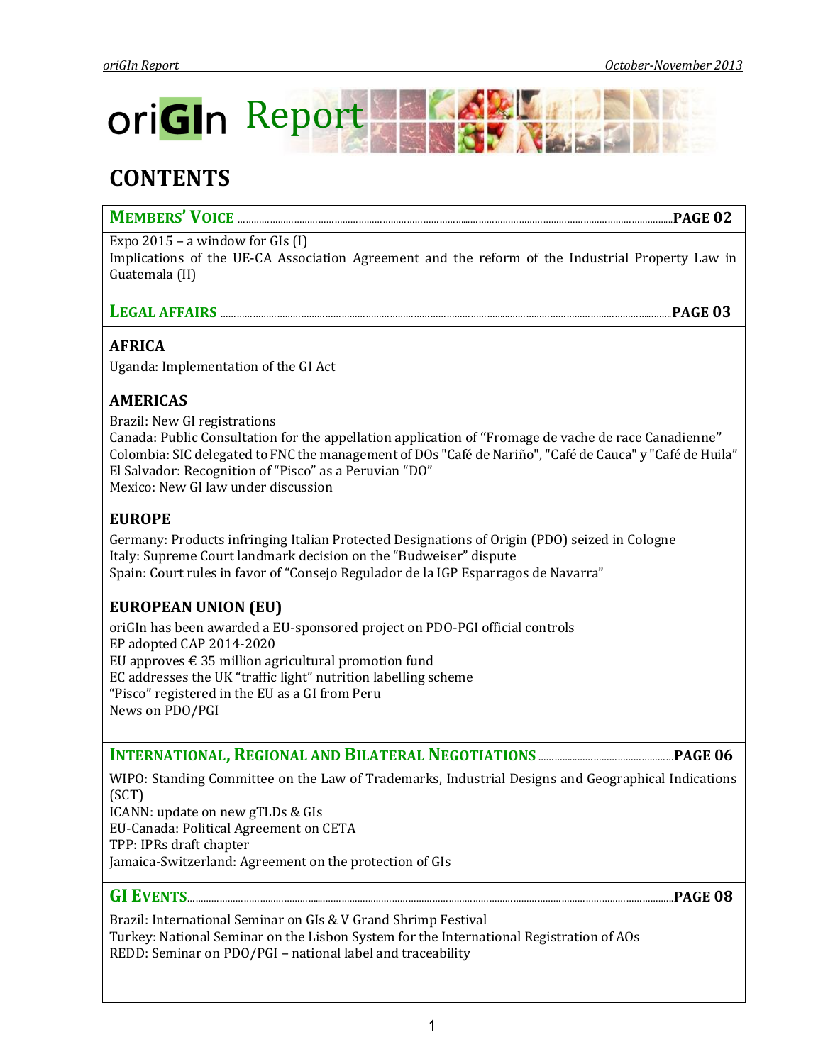# oriGIn Report

## CONTENTS

**MEMBERS' VOICE** .................................................................................................................... **PAGE 02**

Expo 2015 – a window for GIs (I)
Implications of the UE-CA Association Agreement and the reform of the Industrial Property Law in Guatemala (II)

**LEGAL AFFAIRS** ....................................................................................................................... **PAGE 03**

### AFRICA

Uganda: Implementation of the GI Act

### AMERICAS

Brazil: New GI registrations
Canada: Public Consultation for the appellation application of "Fromage de vache de race Canadienne"
Colombia: SIC delegated to FNC the management of DOs "Café de Nariño", "Café de Cauca" y "Café de Huila"
El Salvador: Recognition of "Pisco" as a Peruvian "DO"
Mexico: New GI law under discussion

### EUROPE

Germany: Products infringing Italian Protected Designations of Origin (PDO) seized in Cologne
Italy: Supreme Court landmark decision on the "Budweiser" dispute
Spain: Court rules in favor of "Consejo Regulador de la IGP Esparragos de Navarra"

### EUROPEAN UNION (EU)

oriGIn has been awarded a EU-sponsored project on PDO-PGI official controls
EP adopted CAP 2014-2020
EU approves € 35 million agricultural promotion fund
EC addresses the UK "traffic light" nutrition labelling scheme
"Pisco" registered in the EU as a GI from Peru
News on PDO/PGI

**INTERNATIONAL, REGIONAL AND BILATERAL NEGOTIATIONS** ................................................ **PAGE 06**

WIPO: Standing Committee on the Law of Trademarks, Industrial Designs and Geographical Indications (SCT)
ICANN: update on new gTLDs & GIs
EU-Canada: Political Agreement on CETA
TPP: IPRs draft chapter
Jamaica-Switzerland: Agreement on the protection of GIs

**GI EVENTS** ................................................................................................................................ **PAGE 08**

Brazil: International Seminar on GIs & V Grand Shrimp Festival
Turkey: National Seminar on the Lisbon System for the International Registration of AOs
REDD: Seminar on PDO/PGI – national label and traceability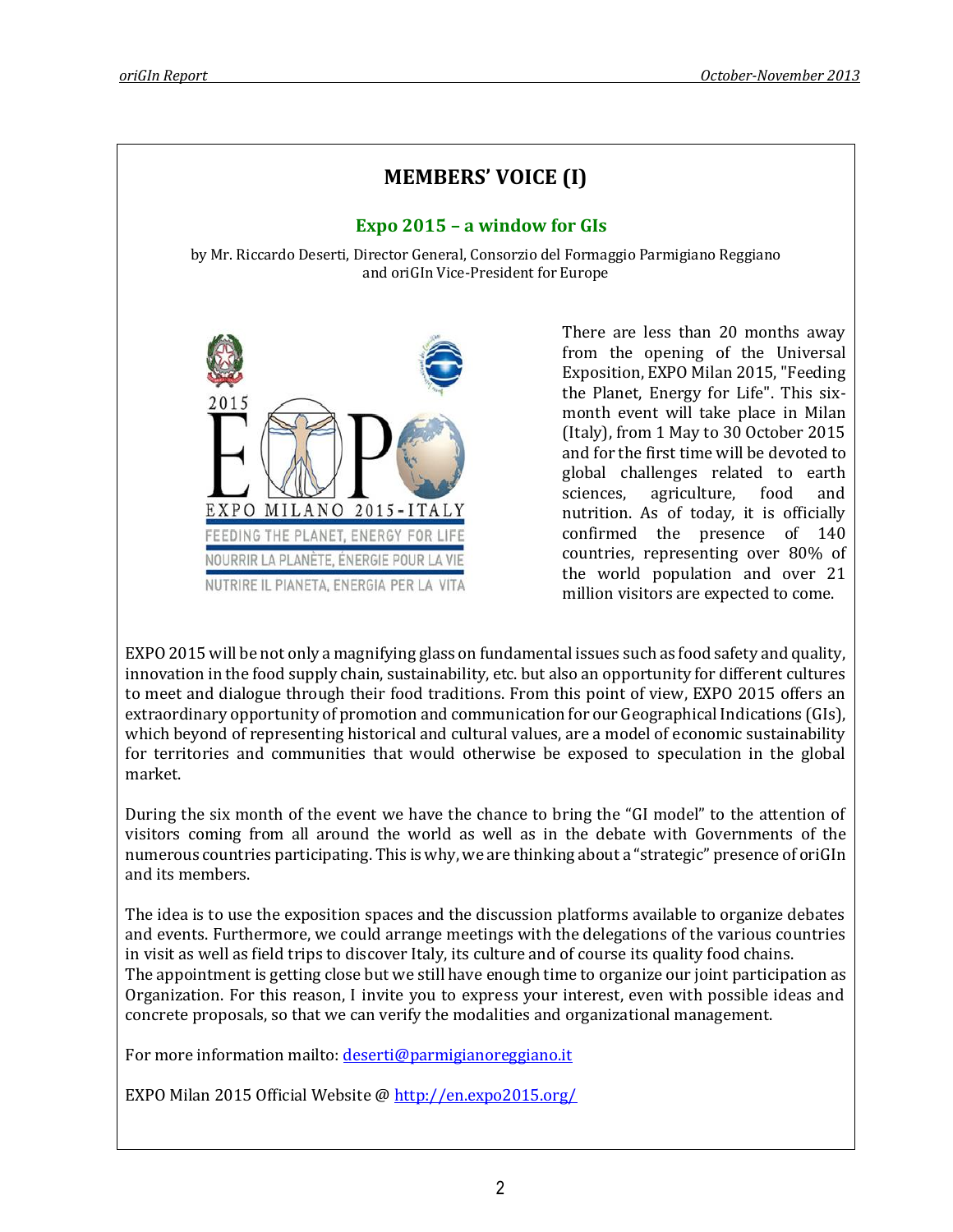# MEMBERS' VOICE (I)

## Expo 2015 – a window for GIs

by Mr. Riccardo Deserti, Director General, Consorzio del Formaggio Parmigiano Reggiano and oriGIn Vice-President for Europe

There are less than 20 months away from the opening of the Universal Exposition, EXPO Milan 2015, "Feeding the Planet, Energy for Life". This six-month event will take place in Milan (Italy), from 1 May to 30 October 2015 and for the first time will be devoted to global challenges related to earth sciences, agriculture, food and nutrition. As of today, it is officially confirmed the presence of 140 countries, representing over 80% of the world population and over 21 million visitors are expected to come.

EXPO 2015 will be not only a magnifying glass on fundamental issues such as food safety and quality, innovation in the food supply chain, sustainability, etc. but also an opportunity for different cultures to meet and dialogue through their food traditions. From this point of view, EXPO 2015 offers an extraordinary opportunity of promotion and communication for our Geographical Indications (GIs), which beyond of representing historical and cultural values, are a model of economic sustainability for territories and communities that would otherwise be exposed to speculation in the global market.

During the six month of the event we have the chance to bring the "GI model" to the attention of visitors coming from all around the world as well as in the debate with Governments of the numerous countries participating. This is why, we are thinking about a "strategic" presence of oriGIn and its members.

The idea is to use the exposition spaces and the discussion platforms available to organize debates and events. Furthermore, we could arrange meetings with the delegations of the various countries in visit as well as field trips to discover Italy, its culture and of course its quality food chains.
The appointment is getting close but we still have enough time to organize our joint participation as Organization. For this reason, I invite you to express your interest, even with possible ideas and concrete proposals, so that we can verify the modalities and organizational management.

For more information mailto: deserti@parmigianoreggiano.it

EXPO Milan 2015 Official Website @ http://en.expo2015.org/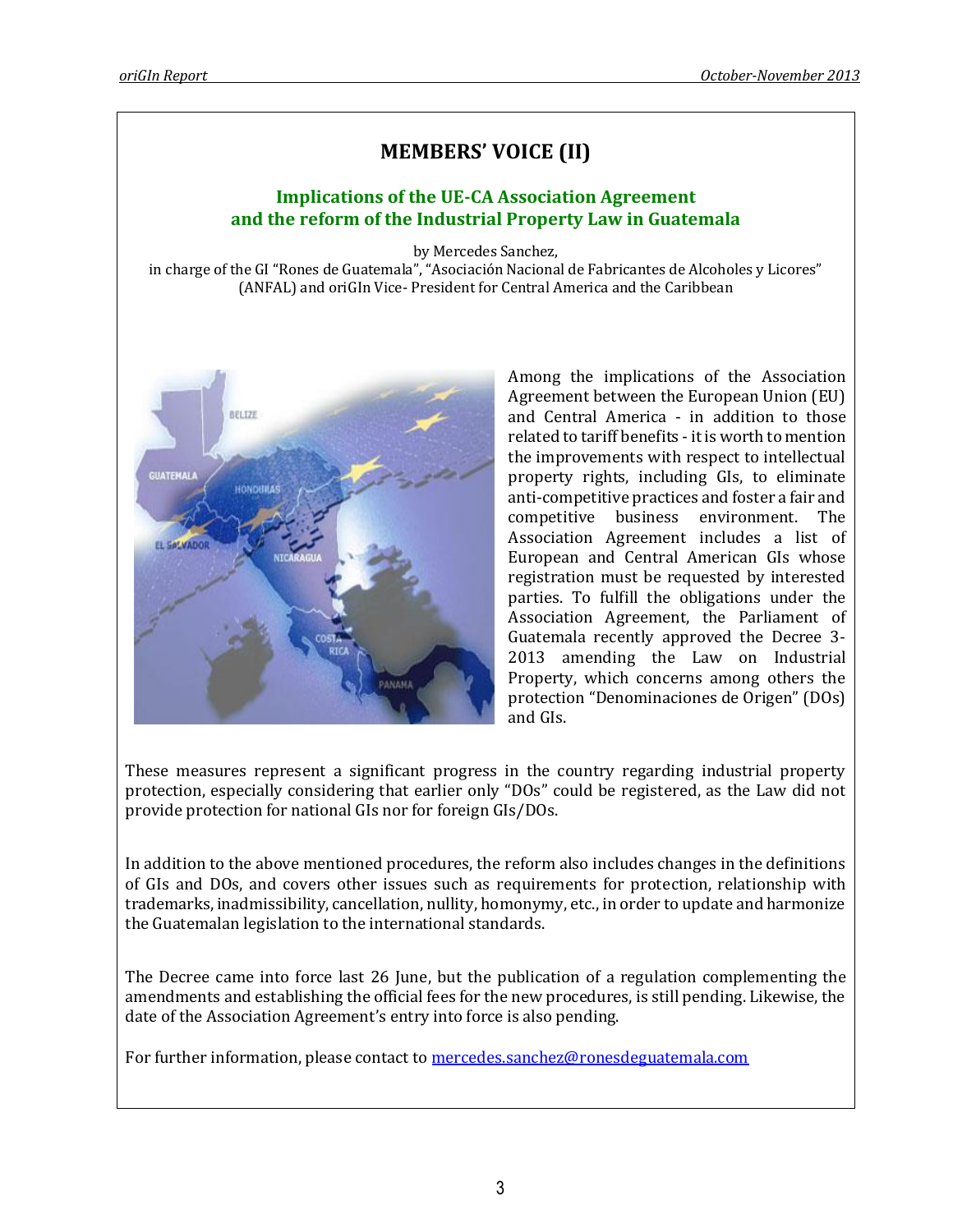# MEMBERS' VOICE (II)

## Implications of the UE-CA Association Agreement and the reform of the Industrial Property Law in Guatemala

by Mercedes Sanchez,
in charge of the GI "Rones de Guatemala", "Asociación Nacional de Fabricantes de Alcoholes y Licores" (ANFAL) and oriGIn Vice- President for Central America and the Caribbean

Among the implications of the Association Agreement between the European Union (EU) and Central America - in addition to those related to tariff benefits - it is worth to mention the improvements with respect to intellectual property rights, including GIs, to eliminate anti-competitive practices and foster a fair and competitive business environment. The Association Agreement includes a list of European and Central American GIs whose registration must be requested by interested parties. To fulfill the obligations under the Association Agreement, the Parliament of Guatemala recently approved the Decree 3-2013 amending the Law on Industrial Property, which concerns among others the protection "Denominaciones de Origen" (DOs) and GIs.

These measures represent a significant progress in the country regarding industrial property protection, especially considering that earlier only "DOs" could be registered, as the Law did not provide protection for national GIs nor for foreign GIs/DOs.

In addition to the above mentioned procedures, the reform also includes changes in the definitions of GIs and DOs, and covers other issues such as requirements for protection, relationship with trademarks, inadmissibility, cancellation, nullity, homonymy, etc., in order to update and harmonize the Guatemalan legislation to the international standards.

The Decree came into force last 26 June, but the publication of a regulation complementing the amendments and establishing the official fees for the new procedures, is still pending. Likewise, the date of the Association Agreement's entry into force is also pending.

For further information, please contact to mercedes.sanchez@ronesdeguatemala.com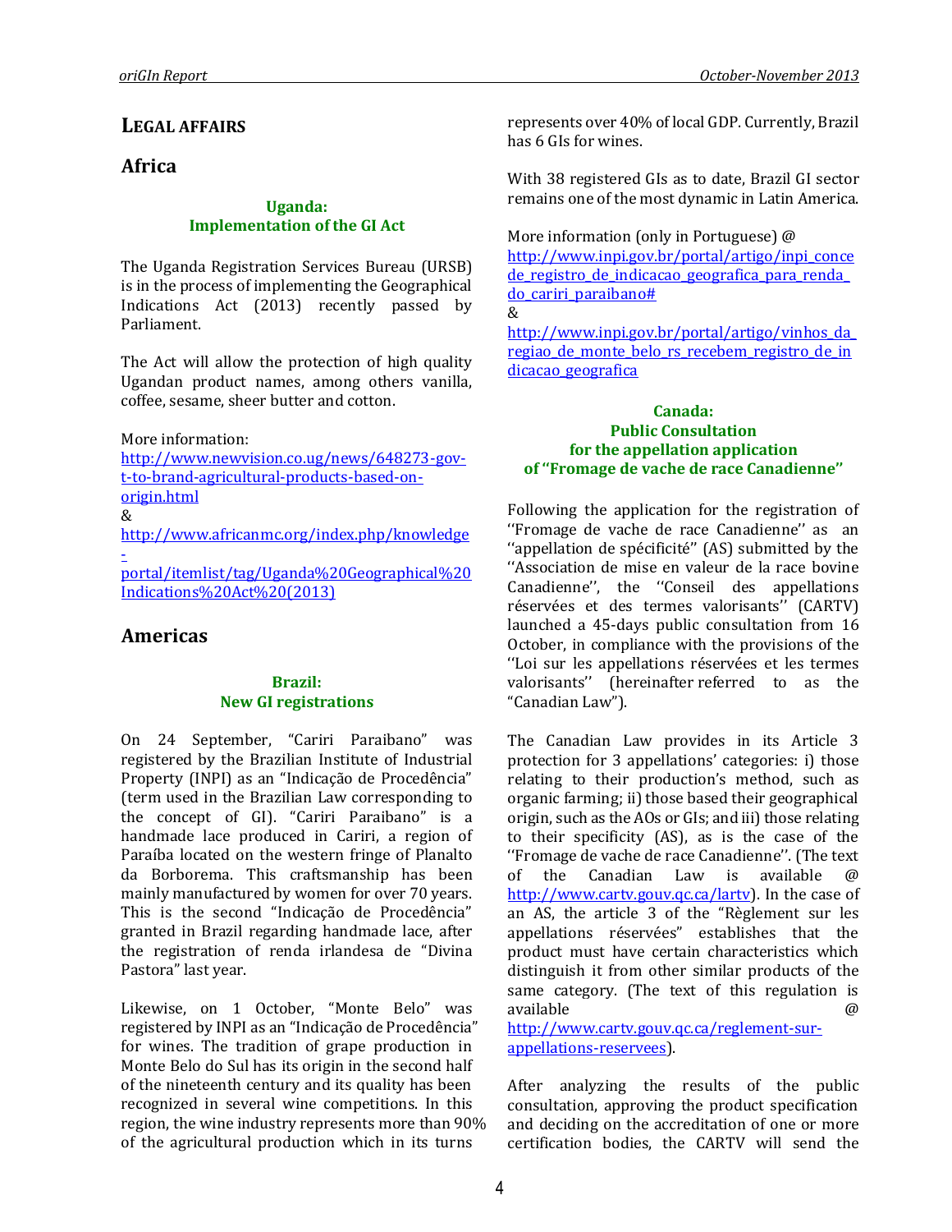## LEGAL AFFAIRS

## Africa

### Uganda: Implementation of the GI Act

The Uganda Registration Services Bureau (URSB) is in the process of implementing the Geographical Indications Act (2013) recently passed by Parliament.

The Act will allow the protection of high quality Ugandan product names, among others vanilla, coffee, sesame, sheer butter and cotton.

More information: http://www.newvision.co.ug/news/648273-gov-t-to-brand-agricultural-products-based-on-origin.html
&
http://www.africanmc.org/index.php/knowledge-portal/itemlist/tag/Uganda%20Geographical%20Indications%20Act%20(2013)

## Americas

### Brazil: New GI registrations

On 24 September, "Cariri Paraibano" was registered by the Brazilian Institute of Industrial Property (INPI) as an "Indicação de Procedência" (term used in the Brazilian Law corresponding to the concept of GI). "Cariri Paraibano" is a handmade lace produced in Cariri, a region of Paraíba located on the western fringe of Planalto da Borborema. This craftsmanship has been mainly manufactured by women for over 70 years. This is the second "Indicação de Procedência" granted in Brazil regarding handmade lace, after the registration of renda irlandesa de "Divina Pastora" last year.

Likewise, on 1 October, "Monte Belo" was registered by INPI as an "Indicação de Procedência" for wines. The tradition of grape production in Monte Belo do Sul has its origin in the second half of the nineteenth century and its quality has been recognized in several wine competitions. In this region, the wine industry represents more than 90% of the agricultural production which in its turns represents over 40% of local GDP. Currently, Brazil has 6 GIs for wines.

With 38 registered GIs as to date, Brazil GI sector remains one of the most dynamic in Latin America.

More information (only in Portuguese) @ http://www.inpi.gov.br/portal/artigo/inpi_concede_registro_de_indicacao_geografica_para_renda_do_cariri_paraibano#
&
http://www.inpi.gov.br/portal/artigo/vinhos_da_regiao_de_monte_belo_rs_recebem_registro_de_indicacao_geografica

### Canada: Public Consultation for the appellation application of "Fromage de vache de race Canadienne"

Following the application for the registration of ''Fromage de vache de race Canadienne'' as an ''appellation de spécificité'' (AS) submitted by the ''Association de mise en valeur de la race bovine Canadienne'', the ''Conseil des appellations réservées et des termes valorisants'' (CARTV) launched a 45-days public consultation from 16 October, in compliance with the provisions of the ''Loi sur les appellations réservées et les termes valorisants'' (hereinafter referred to as the "Canadian Law").

The Canadian Law provides in its Article 3 protection for 3 appellations' categories: i) those relating to their production's method, such as organic farming; ii) those based their geographical origin, such as the AOs or GIs; and iii) those relating to their specificity (AS), as is the case of the ''Fromage de vache de race Canadienne''. (The text of the Canadian Law is available @ http://www.cartv.gouv.qc.ca/lartv). In the case of an AS, the article 3 of the "Règlement sur les appellations réservées" establishes that the product must have certain characteristics which distinguish it from other similar products of the same category. (The text of this regulation is available @ http://www.cartv.gouv.qc.ca/reglement-sur-appellations-reservees).

After analyzing the results of the public consultation, approving the product specification and deciding on the accreditation of one or more certification bodies, the CARTV will send the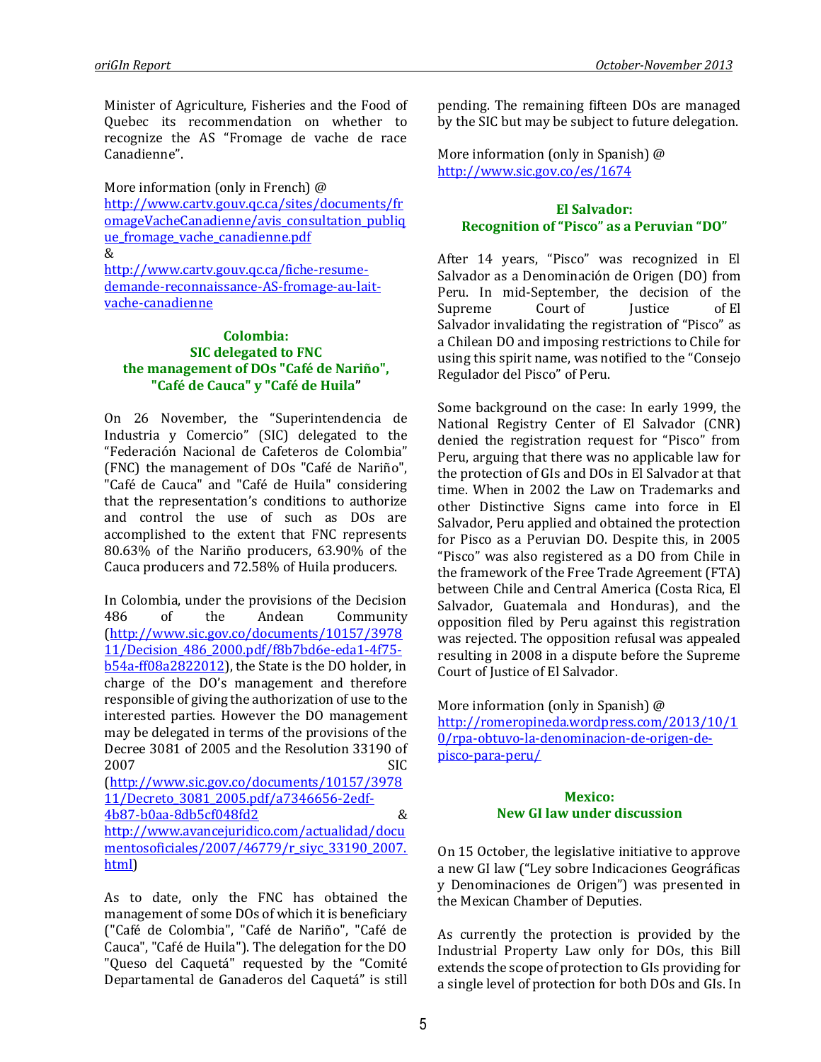Minister of Agriculture, Fisheries and the Food of Quebec its recommendation on whether to recognize the AS "Fromage de vache de race Canadienne".

More information (only in French) @ http://www.cartv.gouv.qc.ca/sites/documents/fromageVacheCanadienne/avis_consultation_publique_fromage_vache_canadienne.pdf
&
http://www.cartv.gouv.qc.ca/fiche-resume-demande-reconnaissance-AS-fromage-au-lait-vache-canadienne

### Colombia: SIC delegated to FNC the management of DOs "Café de Nariño", "Café de Cauca" y "Café de Huila"

On 26 November, the "Superintendencia de Industria y Comercio" (SIC) delegated to the "Federación Nacional de Cafeteros de Colombia" (FNC) the management of DOs "Café de Nariño", "Café de Cauca" and "Café de Huila" considering that the representation's conditions to authorize and control the use of such as DOs are accomplished to the extent that FNC represents 80.63% of the Nariño producers, 63.90% of the Cauca producers and 72.58% of Huila producers.

In Colombia, under the provisions of the Decision 486 of the Andean Community (http://www.sic.gov.co/documents/10157/397811/Decision_486_2000.pdf/f8b7bd6e-eda1-4f75-b54a-ff08a2822012), the State is the DO holder, in charge of the DO's management and therefore responsible of giving the authorization of use to the interested parties. However the DO management may be delegated in terms of the provisions of the Decree 3081 of 2005 and the Resolution 33190 of 2007 SIC (http://www.sic.gov.co/documents/10157/397811/Decreto_3081_2005.pdf/a7346656-2edf-4b87-b0aa-8db5cf048fd2 & http://www.avancejuridico.com/actualidad/documentosoficiales/2007/46779/r_siyc_33190_2007.html)

As to date, only the FNC has obtained the management of some DOs of which it is beneficiary ("Café de Colombia", "Café de Nariño", "Café de Cauca", "Café de Huila"). The delegation for the DO "Queso del Caquetá" requested by the "Comité Departamental de Ganaderos del Caquetá" is still pending. The remaining fifteen DOs are managed by the SIC but may be subject to future delegation.

More information (only in Spanish) @ http://www.sic.gov.co/es/1674

### El Salvador: Recognition of "Pisco" as a Peruvian "DO"

After 14 years, "Pisco" was recognized in El Salvador as a Denominación de Origen (DO) from Peru. In mid-September, the decision of the Supreme Court of Justice of El Salvador invalidating the registration of "Pisco" as a Chilean DO and imposing restrictions to Chile for using this spirit name, was notified to the "Consejo Regulador del Pisco" of Peru.

Some background on the case: In early 1999, the National Registry Center of El Salvador (CNR) denied the registration request for "Pisco" from Peru, arguing that there was no applicable law for the protection of GIs and DOs in El Salvador at that time. When in 2002 the Law on Trademarks and other Distinctive Signs came into force in El Salvador, Peru applied and obtained the protection for Pisco as a Peruvian DO. Despite this, in 2005 "Pisco" was also registered as a DO from Chile in the framework of the Free Trade Agreement (FTA) between Chile and Central America (Costa Rica, El Salvador, Guatemala and Honduras), and the opposition filed by Peru against this registration was rejected. The opposition refusal was appealed resulting in 2008 in a dispute before the Supreme Court of Justice of El Salvador.

More information (only in Spanish) @ http://romeropineda.wordpress.com/2013/10/10/rpa-obtuvo-la-denominacion-de-origen-de-pisco-para-peru/

### Mexico: New GI law under discussion

On 15 October, the legislative initiative to approve a new GI law ("Ley sobre Indicaciones Geográficas y Denominaciones de Origen") was presented in the Mexican Chamber of Deputies.

As currently the protection is provided by the Industrial Property Law only for DOs, this Bill extends the scope of protection to GIs providing for a single level of protection for both DOs and GIs. In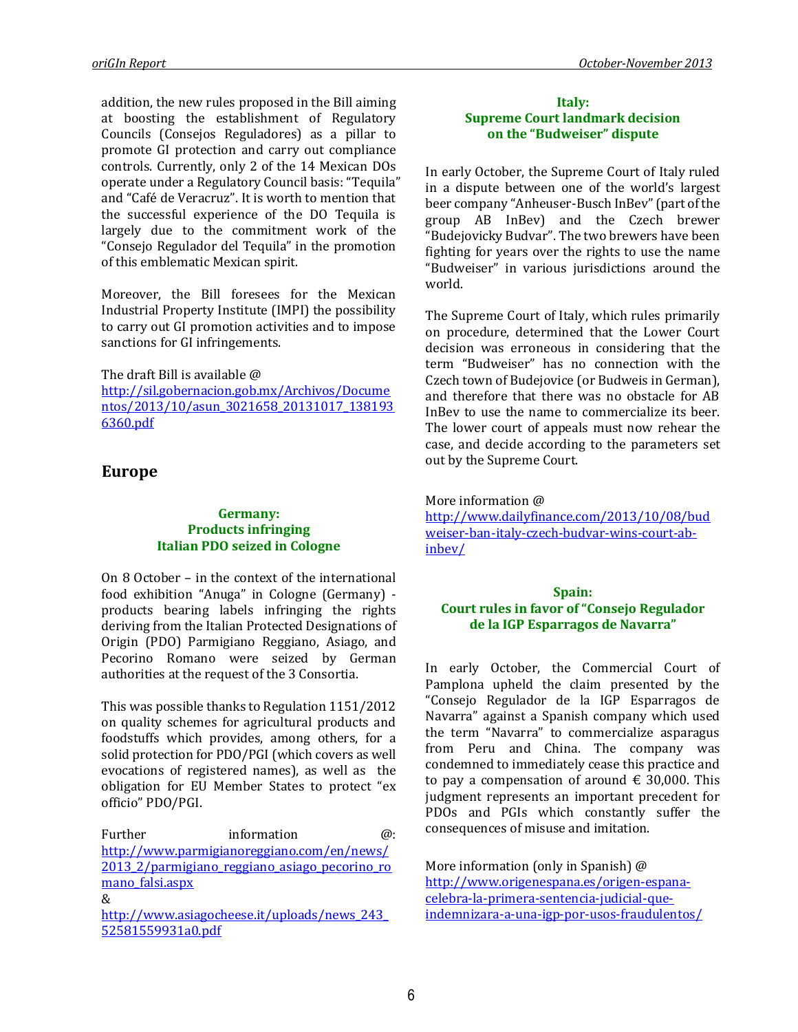addition, the new rules proposed in the Bill aiming at boosting the establishment of Regulatory Councils (Consejos Reguladores) as a pillar to promote GI protection and carry out compliance controls. Currently, only 2 of the 14 Mexican DOs operate under a Regulatory Council basis: "Tequila" and "Café de Veracruz". It is worth to mention that the successful experience of the DO Tequila is largely due to the commitment work of the "Consejo Regulador del Tequila" in the promotion of this emblematic Mexican spirit.

Moreover, the Bill foresees for the Mexican Industrial Property Institute (IMPI) the possibility to carry out GI promotion activities and to impose sanctions for GI infringements.

The draft Bill is available @ http://sil.gobernacion.gob.mx/Archivos/Documentos/2013/10/asun_3021658_20131017_1381936360.pdf

## Europe

### Germany: Products infringing Italian PDO seized in Cologne

On 8 October – in the context of the international food exhibition "Anuga" in Cologne (Germany) - products bearing labels infringing the rights deriving from the Italian Protected Designations of Origin (PDO) Parmigiano Reggiano, Asiago, and Pecorino Romano were seized by German authorities at the request of the 3 Consortia.

This was possible thanks to Regulation 1151/2012 on quality schemes for agricultural products and foodstuffs which provides, among others, for a solid protection for PDO/PGI (which covers as well evocations of registered names), as well as the obligation for EU Member States to protect "ex officio" PDO/PGI.

Further information @: http://www.parmigianoreggiano.com/en/news/2013_2/parmigiano_reggiano_asiago_pecorino_romano_falsi.aspx
&
http://www.asiagocheese.it/uploads/news_243_52581559931a0.pdf

### Italy: Supreme Court landmark decision on the "Budweiser" dispute

In early October, the Supreme Court of Italy ruled in a dispute between one of the world's largest beer company "Anheuser-Busch InBev" (part of the group AB InBev) and the Czech brewer "Budejovicky Budvar". The two brewers have been fighting for years over the rights to use the name "Budweiser" in various jurisdictions around the world.

The Supreme Court of Italy, which rules primarily on procedure, determined that the Lower Court decision was erroneous in considering that the term "Budweiser" has no connection with the Czech town of Budejovice (or Budweis in German), and therefore that there was no obstacle for AB InBev to use the name to commercialize its beer. The lower court of appeals must now rehear the case, and decide according to the parameters set out by the Supreme Court.

More information @ http://www.dailyfinance.com/2013/10/08/budweiser-ban-italy-czech-budvar-wins-court-ab-inbev/

### Spain: Court rules in favor of "Consejo Regulador de la IGP Esparragos de Navarra"

In early October, the Commercial Court of Pamplona upheld the claim presented by the "Consejo Regulador de la IGP Esparragos de Navarra" against a Spanish company which used the term "Navarra" to commercialize asparagus from Peru and China. The company was condemned to immediately cease this practice and to pay a compensation of around € 30,000. This judgment represents an important precedent for PDOs and PGIs which constantly suffer the consequences of misuse and imitation.

More information (only in Spanish) @ http://www.origenespana.es/origen-espana-celebra-la-primera-sentencia-judicial-que-indemnizara-a-una-igp-por-usos-fraudulentos/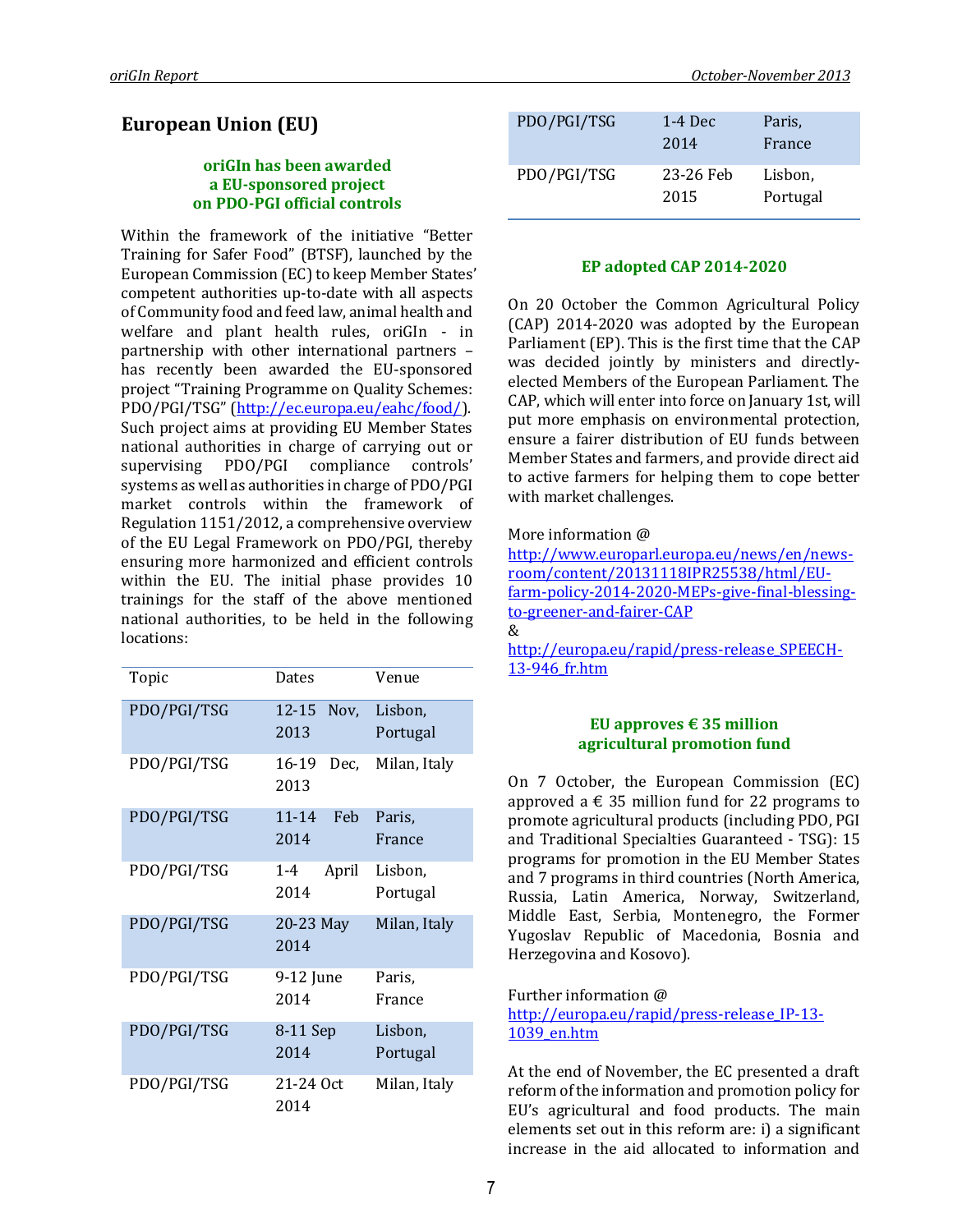## European Union (EU)

### oriGIn has been awarded a EU-sponsored project on PDO-PGI official controls

Within the framework of the initiative "Better Training for Safer Food" (BTSF), launched by the European Commission (EC) to keep Member States' competent authorities up-to-date with all aspects of Community food and feed law, animal health and welfare and plant health rules, oriGIn - in partnership with other international partners – has recently been awarded the EU-sponsored project "Training Programme on Quality Schemes: PDO/PGI/TSG" (http://ec.europa.eu/eahc/food/). Such project aims at providing EU Member States national authorities in charge of carrying out or supervising PDO/PGI compliance controls' systems as well as authorities in charge of PDO/PGI market controls within the framework of Regulation 1151/2012, a comprehensive overview of the EU Legal Framework on PDO/PGI, thereby ensuring more harmonized and efficient controls within the EU. The initial phase provides 10 trainings for the staff of the above mentioned national authorities, to be held in the following locations:

| Topic | Dates | Venue |
|---|---|---|
| PDO/PGI/TSG | 12-15 Nov, 2013 | Lisbon, Portugal |
| PDO/PGI/TSG | 16-19 Dec, 2013 | Milan, Italy |
| PDO/PGI/TSG | 11-14 Feb 2014 | Paris, France |
| PDO/PGI/TSG | 1-4 April 2014 | Lisbon, Portugal |
| PDO/PGI/TSG | 20-23 May 2014 | Milan, Italy |
| PDO/PGI/TSG | 9-12 June 2014 | Paris, France |
| PDO/PGI/TSG | 8-11 Sep 2014 | Lisbon, Portugal |
| PDO/PGI/TSG | 21-24 Oct 2014 | Milan, Italy |
| PDO/PGI/TSG | 1-4 Dec 2014 | Paris, France |
| PDO/PGI/TSG | 23-26 Feb 2015 | Lisbon, Portugal |

### EP adopted CAP 2014-2020

On 20 October the Common Agricultural Policy (CAP) 2014-2020 was adopted by the European Parliament (EP). This is the first time that the CAP was decided jointly by ministers and directly-elected Members of the European Parliament. The CAP, which will enter into force on January 1st, will put more emphasis on environmental protection, ensure a fairer distribution of EU funds between Member States and farmers, and provide direct aid to active farmers for helping them to cope better with market challenges.

More information @
http://www.europarl.europa.eu/news/en/news-room/content/20131118IPR25538/html/EU-farm-policy-2014-2020-MEPs-give-final-blessing-to-greener-and-fairer-CAP
&
http://europa.eu/rapid/press-release_SPEECH-13-946_fr.htm

### EU approves € 35 million agricultural promotion fund

On 7 October, the European Commission (EC) approved a € 35 million fund for 22 programs to promote agricultural products (including PDO, PGI and Traditional Specialties Guaranteed - TSG): 15 programs for promotion in the EU Member States and 7 programs in third countries (North America, Russia, Latin America, Norway, Switzerland, Middle East, Serbia, Montenegro, the Former Yugoslav Republic of Macedonia, Bosnia and Herzegovina and Kosovo).

Further information @
http://europa.eu/rapid/press-release_IP-13-1039_en.htm

At the end of November, the EC presented a draft reform of the information and promotion policy for EU's agricultural and food products. The main elements set out in this reform are: i) a significant increase in the aid allocated to information and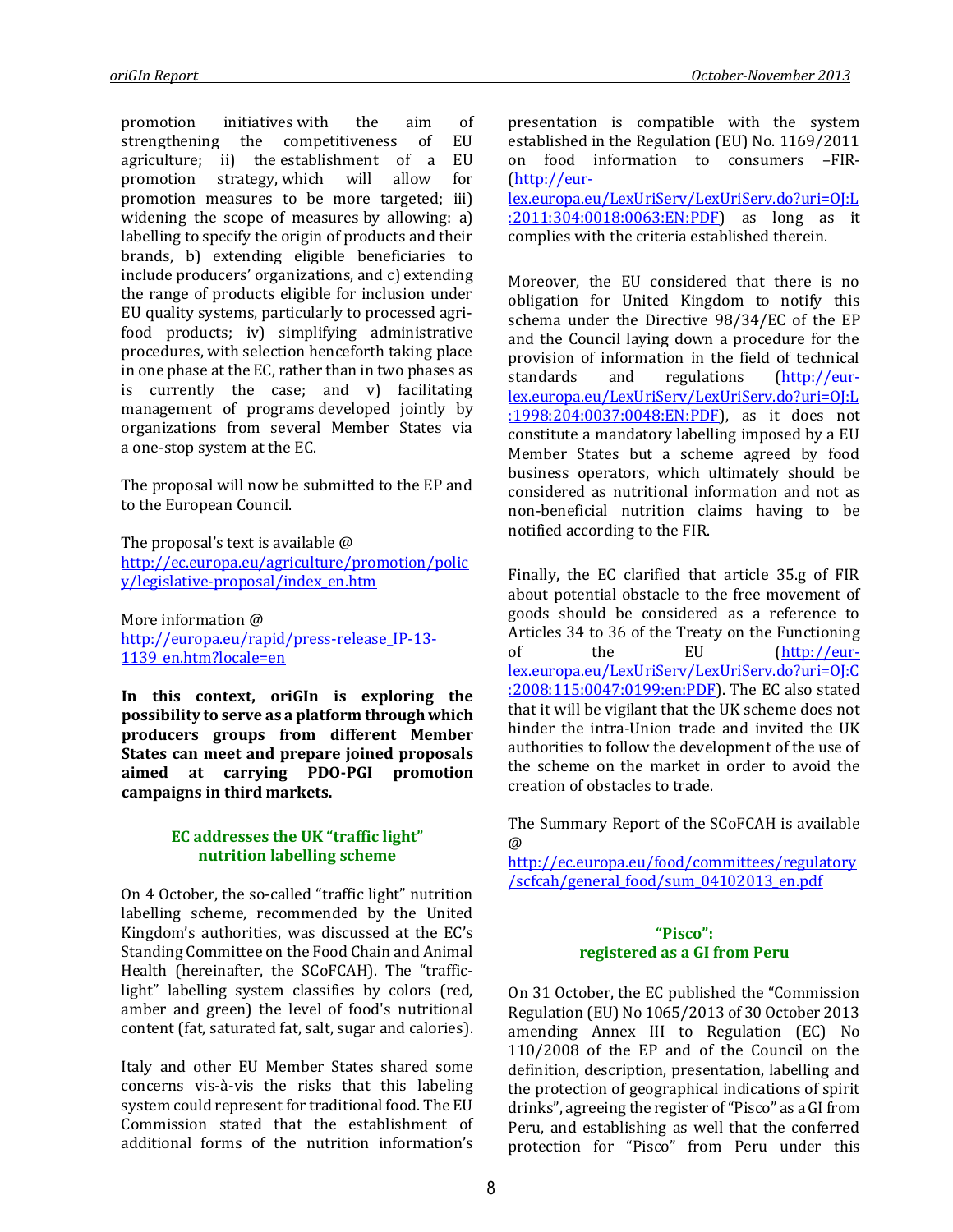promotion initiatives with the aim of strengthening the competitiveness of EU agriculture; ii) the establishment of a EU promotion strategy, which will allow for promotion measures to be more targeted; iii) widening the scope of measures by allowing: a) labelling to specify the origin of products and their brands, b) extending eligible beneficiaries to include producers' organizations, and c) extending the range of products eligible for inclusion under EU quality systems, particularly to processed agri-food products; iv) simplifying administrative procedures, with selection henceforth taking place in one phase at the EC, rather than in two phases as is currently the case; and v) facilitating management of programs developed jointly by organizations from several Member States via a one-stop system at the EC.

The proposal will now be submitted to the EP and to the European Council.

The proposal's text is available @ [http://ec.europa.eu/agriculture/promotion/policy/legislative-proposal/index_en.htm](http://ec.europa.eu/agriculture/promotion/policy/legislative-proposal/index_en.htm)

More information @ [http://europa.eu/rapid/press-release_IP-13-1139_en.htm?locale=en](http://europa.eu/rapid/press-release_IP-13-1139_en.htm?locale=en)

**In this context, oriGIn is exploring the possibility to serve as a platform through which producers groups from different Member States can meet and prepare joined proposals aimed at carrying PDO-PGI promotion campaigns in third markets.**

## EC addresses the UK "traffic light" nutrition labelling scheme

On 4 October, the so-called "traffic light" nutrition labelling scheme, recommended by the United Kingdom's authorities, was discussed at the EC's Standing Committee on the Food Chain and Animal Health (hereinafter, the SCoFCAH). The "traffic-light" labelling system classifies by colors (red, amber and green) the level of food's nutritional content (fat, saturated fat, salt, sugar and calories).

Italy and other EU Member States shared some concerns vis-à-vis the risks that this labeling system could represent for traditional food. The EU Commission stated that the establishment of additional forms of the nutrition information's presentation is compatible with the system established in the Regulation (EU) No. 1169/2011 on food information to consumers –FIR- ([http://eur-lex.europa.eu/LexUriServ/LexUriServ.do?uri=OJ:L:2011:304:0018:0063:EN:PDF](http://eur-lex.europa.eu/LexUriServ/LexUriServ.do?uri=OJ:L:2011:304:0018:0063:EN:PDF)) as long as it complies with the criteria established therein.

Moreover, the EU considered that there is no obligation for United Kingdom to notify this schema under the Directive 98/34/EC of the EP and the Council laying down a procedure for the provision of information in the field of technical standards and regulations ([http://eur-lex.europa.eu/LexUriServ/LexUriServ.do?uri=OJ:L:1998:204:0037:0048:EN:PDF](http://eur-lex.europa.eu/LexUriServ/LexUriServ.do?uri=OJ:L:1998:204:0037:0048:EN:PDF)), as it does not constitute a mandatory labelling imposed by a EU Member States but a scheme agreed by food business operators, which ultimately should be considered as nutritional information and not as non-beneficial nutrition claims having to be notified according to the FIR.

Finally, the EC clarified that article 35.g of FIR about potential obstacle to the free movement of goods should be considered as a reference to Articles 34 to 36 of the Treaty on the Functioning of the EU ([http://eur-lex.europa.eu/LexUriServ/LexUriServ.do?uri=OJ:C:2008:115:0047:0199:en:PDF](http://eur-lex.europa.eu/LexUriServ/LexUriServ.do?uri=OJ:C:2008:115:0047:0199:en:PDF)). The EC also stated that it will be vigilant that the UK scheme does not hinder the intra-Union trade and invited the UK authorities to follow the development of the use of the scheme on the market in order to avoid the creation of obstacles to trade.

The Summary Report of the SCoFCAH is available @ [http://ec.europa.eu/food/committees/regulatory/scfcah/general_food/sum_04102013_en.pdf](http://ec.europa.eu/food/committees/regulatory/scfcah/general_food/sum_04102013_en.pdf)

## "Pisco": registered as a GI from Peru

On 31 October, the EC published the "Commission Regulation (EU) No 1065/2013 of 30 October 2013 amending Annex III to Regulation (EC) No 110/2008 of the EP and of the Council on the definition, description, presentation, labelling and the protection of geographical indications of spirit drinks", agreeing the register of "Pisco" as a GI from Peru, and establishing as well that the conferred protection for "Pisco" from Peru under this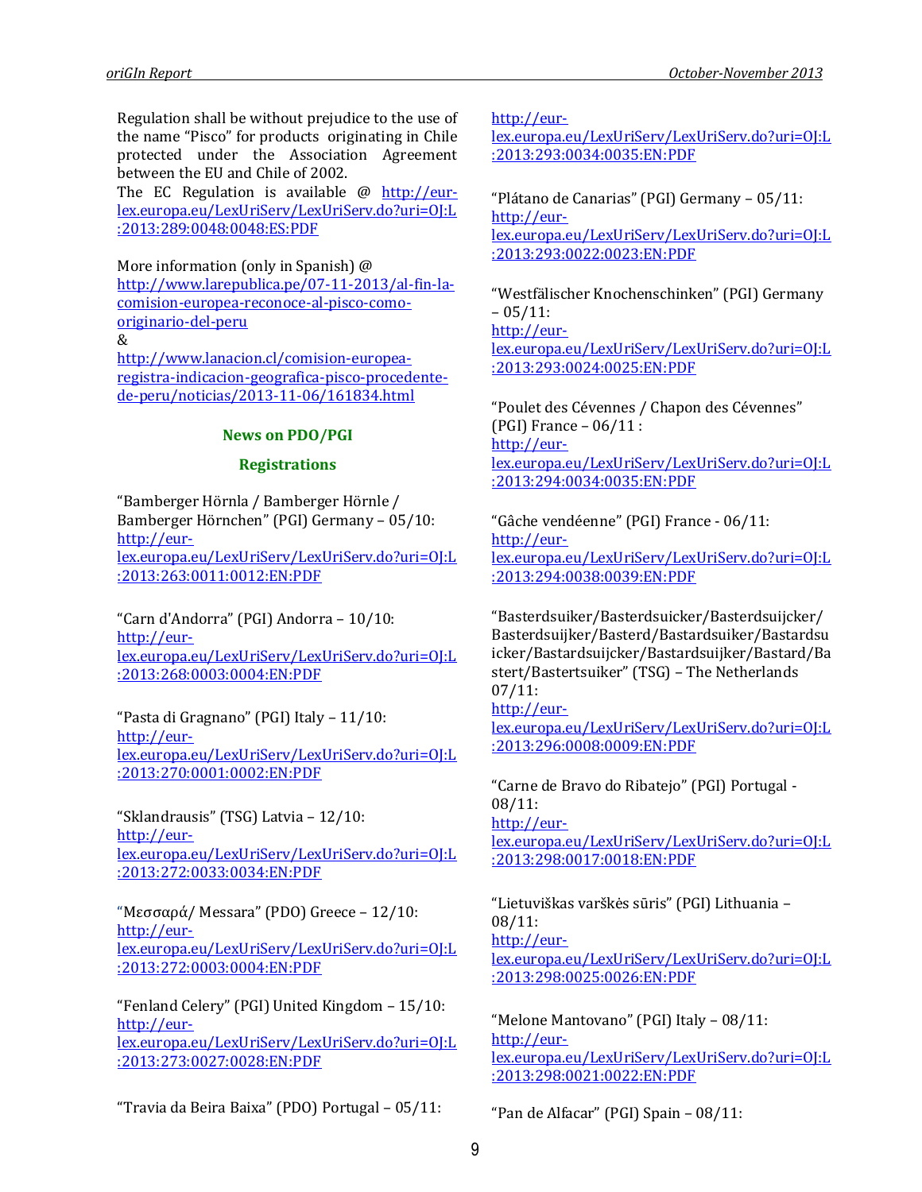Regulation shall be without prejudice to the use of the name "Pisco" for products originating in Chile protected under the Association Agreement between the EU and Chile of 2002.

The EC Regulation is available @ http://eur-lex.europa.eu/LexUriServ/LexUriServ.do?uri=OJ:L:2013:289:0048:0048:ES:PDF

More information (only in Spanish) @
http://www.larepublica.pe/07-11-2013/al-fin-la-comision-europea-reconoce-al-pisco-como-originario-del-peru
&
http://www.lanacion.cl/comision-europea-registra-indicacion-geografica-pisco-procedente-de-peru/noticias/2013-11-06/161834.html

## News on PDO/PGI

### Registrations

"Bamberger Hörnla / Bamberger Hörnle / Bamberger Hörnchen" (PGI) Germany – 05/10:
http://eur-lex.europa.eu/LexUriServ/LexUriServ.do?uri=OJ:L:2013:263:0011:0012:EN:PDF

"Carn d'Andorra" (PGI) Andorra – 10/10:
http://eur-lex.europa.eu/LexUriServ/LexUriServ.do?uri=OJ:L:2013:268:0003:0004:EN:PDF

"Pasta di Gragnano" (PGI) Italy – 11/10:
http://eur-lex.europa.eu/LexUriServ/LexUriServ.do?uri=OJ:L:2013:270:0001:0002:EN:PDF

"Sklandrausis" (TSG) Latvia – 12/10:
http://eur-lex.europa.eu/LexUriServ/LexUriServ.do?uri=OJ:L:2013:272:0033:0034:EN:PDF

"Μεσσαρά/ Messara" (PDO) Greece – 12/10:
http://eur-lex.europa.eu/LexUriServ/LexUriServ.do?uri=OJ:L:2013:272:0003:0004:EN:PDF

"Fenland Celery" (PGI) United Kingdom – 15/10:
http://eur-lex.europa.eu/LexUriServ/LexUriServ.do?uri=OJ:L:2013:273:0027:0028:EN:PDF

"Travia da Beira Baixa" (PDO) Portugal – 05/11:
http://eur-lex.europa.eu/LexUriServ/LexUriServ.do?uri=OJ:L:2013:293:0034:0035:EN:PDF

"Plátano de Canarias" (PGI) Germany – 05/11:
http://eur-lex.europa.eu/LexUriServ/LexUriServ.do?uri=OJ:L:2013:293:0022:0023:EN:PDF

"Westfälischer Knochenschinken" (PGI) Germany – 05/11:
http://eur-lex.europa.eu/LexUriServ/LexUriServ.do?uri=OJ:L:2013:293:0024:0025:EN:PDF

"Poulet des Cévennes / Chapon des Cévennes" (PGI) France – 06/11 :
http://eur-lex.europa.eu/LexUriServ/LexUriServ.do?uri=OJ:L:2013:294:0034:0035:EN:PDF

"Gâche vendéenne" (PGI) France - 06/11:
http://eur-lex.europa.eu/LexUriServ/LexUriServ.do?uri=OJ:L:2013:294:0038:0039:EN:PDF

"Basterdsuiker/Basterdsuicker/Basterdsuijcker/Basterdsuijker/Basterd/Bastardsuiker/Bastardsuicker/Bastardsuijcker/Bastardsuijker/Bastard/Bastert/Bastertsuiker" (TSG) – The Netherlands 07/11:
http://eur-lex.europa.eu/LexUriServ/LexUriServ.do?uri=OJ:L:2013:296:0008:0009:EN:PDF

"Carne de Bravo do Ribatejo" (PGI) Portugal - 08/11:
http://eur-lex.europa.eu/LexUriServ/LexUriServ.do?uri=OJ:L:2013:298:0017:0018:EN:PDF

"Lietuviškas varškės sūris" (PGI) Lithuania – 08/11:
http://eur-lex.europa.eu/LexUriServ/LexUriServ.do?uri=OJ:L:2013:298:0025:0026:EN:PDF

"Melone Mantovano" (PGI) Italy – 08/11:
http://eur-lex.europa.eu/LexUriServ/LexUriServ.do?uri=OJ:L:2013:298:0021:0022:EN:PDF

"Pan de Alfacar" (PGI) Spain – 08/11: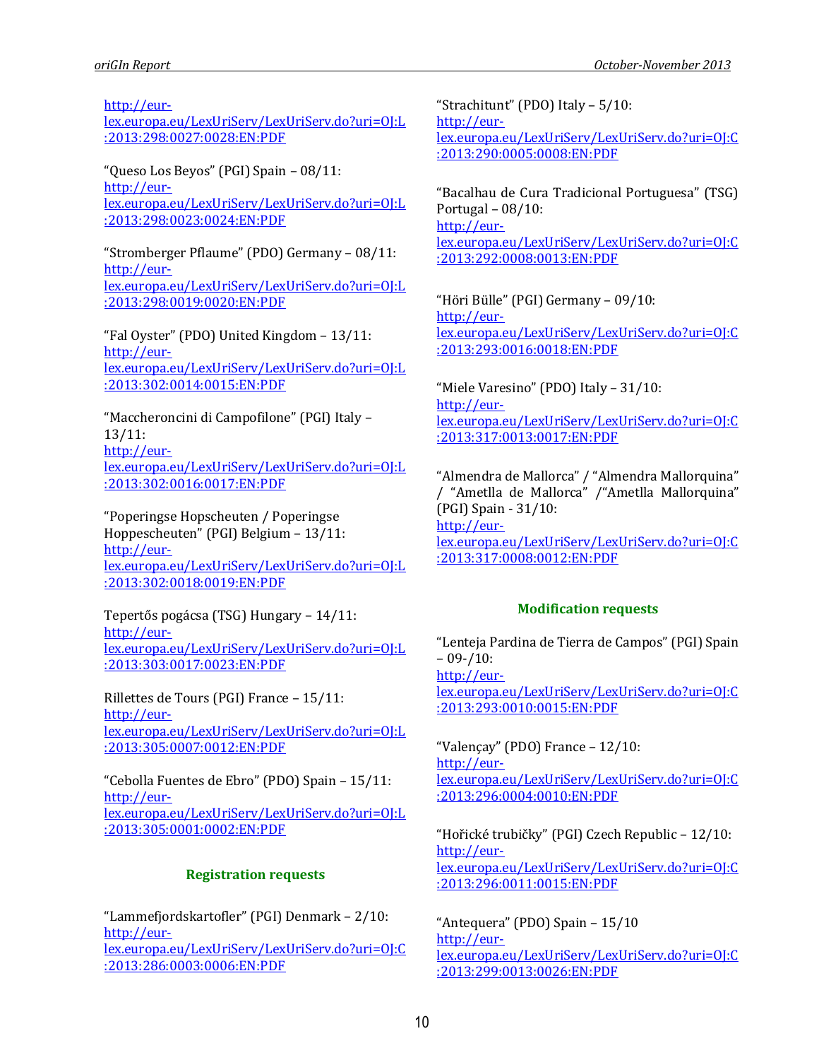http://eur-lex.europa.eu/LexUriServ/LexUriServ.do?uri=OJ:L:2013:298:0027:0028:EN:PDF

"Queso Los Beyos" (PGI) Spain – 08/11:
http://eur-lex.europa.eu/LexUriServ/LexUriServ.do?uri=OJ:L:2013:298:0023:0024:EN:PDF

"Stromberger Pflaume" (PDO) Germany – 08/11:
http://eur-lex.europa.eu/LexUriServ/LexUriServ.do?uri=OJ:L:2013:298:0019:0020:EN:PDF

"Fal Oyster" (PDO) United Kingdom – 13/11:
http://eur-lex.europa.eu/LexUriServ/LexUriServ.do?uri=OJ:L:2013:302:0014:0015:EN:PDF

"Maccheroncini di Campofilone" (PGI) Italy – 13/11:
http://eur-lex.europa.eu/LexUriServ/LexUriServ.do?uri=OJ:L:2013:302:0016:0017:EN:PDF

"Poperingse Hopscheuten / Poperingse Hoppescheuten" (PGI) Belgium – 13/11:
http://eur-lex.europa.eu/LexUriServ/LexUriServ.do?uri=OJ:L:2013:302:0018:0019:EN:PDF

Tepertős pogácsa (TSG) Hungary – 14/11:
http://eur-lex.europa.eu/LexUriServ/LexUriServ.do?uri=OJ:L:2013:303:0017:0023:EN:PDF

Rillettes de Tours (PGI) France – 15/11:
http://eur-lex.europa.eu/LexUriServ/LexUriServ.do?uri=OJ:L:2013:305:0007:0012:EN:PDF

"Cebolla Fuentes de Ebro" (PDO) Spain – 15/11:
http://eur-lex.europa.eu/LexUriServ/LexUriServ.do?uri=OJ:L:2013:305:0001:0002:EN:PDF

### Registration requests

"Lammefjordskartofler" (PGI) Denmark – 2/10:
http://eur-lex.europa.eu/LexUriServ/LexUriServ.do?uri=OJ:C:2013:286:0003:0006:EN:PDF

"Strachitunt" (PDO) Italy – 5/10:
http://eur-lex.europa.eu/LexUriServ/LexUriServ.do?uri=OJ:C:2013:290:0005:0008:EN:PDF

"Bacalhau de Cura Tradicional Portuguesa" (TSG) Portugal – 08/10:
http://eur-lex.europa.eu/LexUriServ/LexUriServ.do?uri=OJ:C:2013:292:0008:0013:EN:PDF

"Höri Bülle" (PGI) Germany – 09/10:
http://eur-lex.europa.eu/LexUriServ/LexUriServ.do?uri=OJ:C:2013:293:0016:0018:EN:PDF

"Miele Varesino" (PDO) Italy – 31/10:
http://eur-lex.europa.eu/LexUriServ/LexUriServ.do?uri=OJ:C:2013:317:0013:0017:EN:PDF

"Almendra de Mallorca" / "Almendra Mallorquina" / "Ametlla de Mallorca" /"Ametlla Mallorquina" (PGI) Spain - 31/10:
http://eur-lex.europa.eu/LexUriServ/LexUriServ.do?uri=OJ:C:2013:317:0008:0012:EN:PDF

### Modification requests

"Lenteja Pardina de Tierra de Campos" (PGI) Spain – 09-/10:
http://eur-lex.europa.eu/LexUriServ/LexUriServ.do?uri=OJ:C:2013:293:0010:0015:EN:PDF

"Valençay" (PDO) France – 12/10:
http://eur-lex.europa.eu/LexUriServ/LexUriServ.do?uri=OJ:C:2013:296:0004:0010:EN:PDF

"Hořické trubičky" (PGI) Czech Republic – 12/10:
http://eur-lex.europa.eu/LexUriServ/LexUriServ.do?uri=OJ:C:2013:296:0011:0015:EN:PDF

"Antequera" (PDO) Spain – 15/10
http://eur-lex.europa.eu/LexUriServ/LexUriServ.do?uri=OJ:C:2013:299:0013:0026:EN:PDF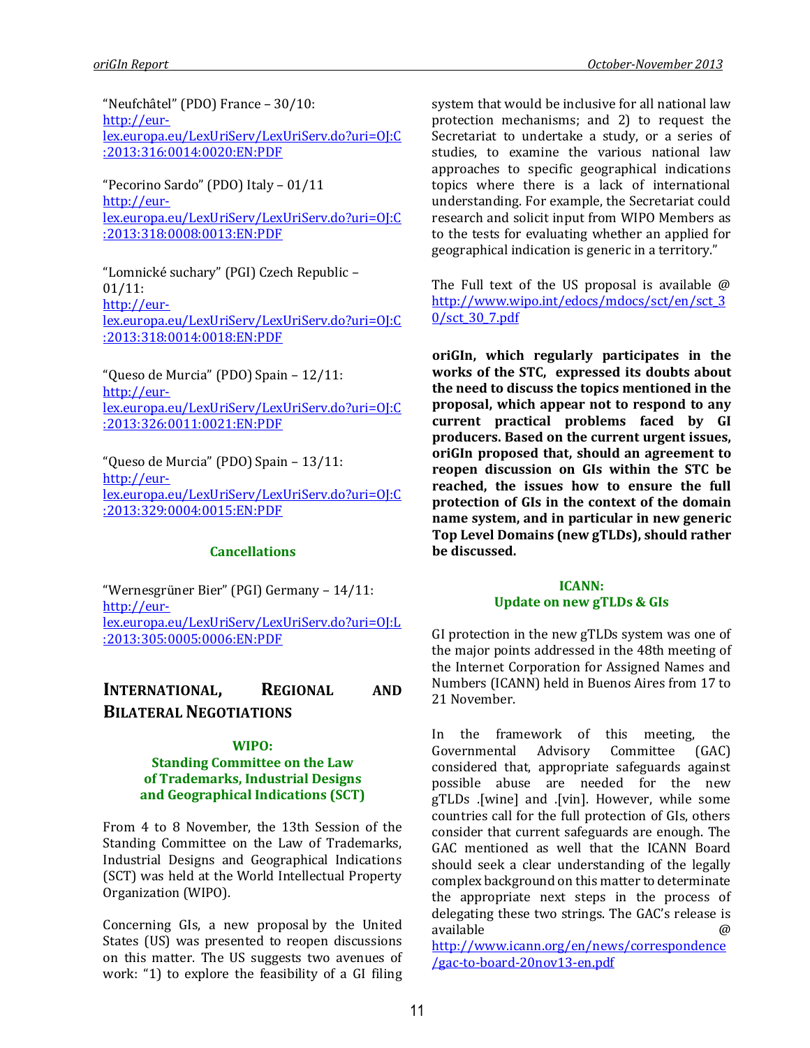"Neufchâtel" (PDO) France – 30/10:
http://eur-lex.europa.eu/LexUriServ/LexUriServ.do?uri=OJ:C:2013:316:0014:0020:EN:PDF

"Pecorino Sardo" (PDO) Italy – 01/11
http://eur-lex.europa.eu/LexUriServ/LexUriServ.do?uri=OJ:C:2013:318:0008:0013:EN:PDF

"Lomnické suchary" (PGI) Czech Republic – 01/11:
http://eur-lex.europa.eu/LexUriServ/LexUriServ.do?uri=OJ:C:2013:318:0014:0018:EN:PDF

"Queso de Murcia" (PDO) Spain – 12/11:
http://eur-lex.europa.eu/LexUriServ/LexUriServ.do?uri=OJ:C:2013:326:0011:0021:EN:PDF

"Queso de Murcia" (PDO) Spain – 13/11:
http://eur-lex.europa.eu/LexUriServ/LexUriServ.do?uri=OJ:C:2013:329:0004:0015:EN:PDF

### Cancellations

"Wernesgrüner Bier" (PGI) Germany – 14/11:
http://eur-lex.europa.eu/LexUriServ/LexUriServ.do?uri=OJ:L:2013:305:0005:0006:EN:PDF

## International, Regional and Bilateral Negotiations

### WIPO: Standing Committee on the Law of Trademarks, Industrial Designs and Geographical Indications (SCT)

From 4 to 8 November, the 13th Session of the Standing Committee on the Law of Trademarks, Industrial Designs and Geographical Indications (SCT) was held at the World Intellectual Property Organization (WIPO).

Concerning GIs, a new proposal by the United States (US) was presented to reopen discussions on this matter. The US suggests two avenues of work: "1) to explore the feasibility of a GI filing system that would be inclusive for all national law protection mechanisms; and 2) to request the Secretariat to undertake a study, or a series of studies, to examine the various national law approaches to specific geographical indications topics where there is a lack of international understanding. For example, the Secretariat could research and solicit input from WIPO Members as to the tests for evaluating whether an applied for geographical indication is generic in a territory."

The Full text of the US proposal is available @ http://www.wipo.int/edocs/mdocs/sct/en/sct_30/sct_30_7.pdf

**oriGIn, which regularly participates in the works of the STC, expressed its doubts about the need to discuss the topics mentioned in the proposal, which appear not to respond to any current practical problems faced by GI producers. Based on the current urgent issues, oriGIn proposed that, should an agreement to reopen discussion on GIs within the STC be reached, the issues how to ensure the full protection of GIs in the context of the domain name system, and in particular in new generic Top Level Domains (new gTLDs), should rather be discussed.**

### ICANN: Update on new gTLDs & GIs

GI protection in the new gTLDs system was one of the major points addressed in the 48th meeting of the Internet Corporation for Assigned Names and Numbers (ICANN) held in Buenos Aires from 17 to 21 November.

In the framework of this meeting, the Governmental Advisory Committee (GAC) considered that, appropriate safeguards against possible abuse are needed for the new gTLDs .[wine] and .[vin]. However, while some countries call for the full protection of GIs, others consider that current safeguards are enough. The GAC mentioned as well that the ICANN Board should seek a clear understanding of the legally complex background on this matter to determinate the appropriate next steps in the process of delegating these two strings. The GAC's release is available @ http://www.icann.org/en/news/correspondence/gac-to-board-20nov13-en.pdf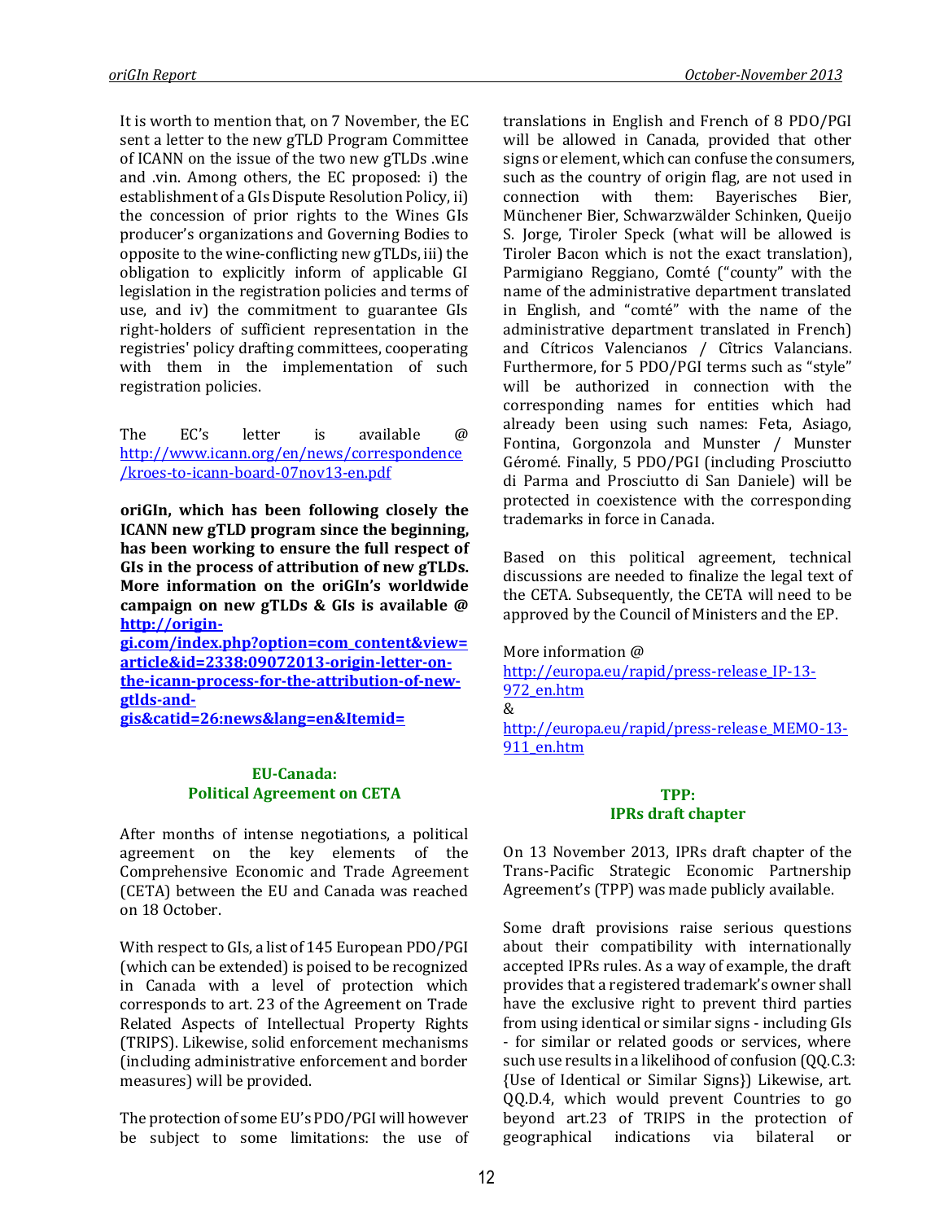It is worth to mention that, on 7 November, the EC sent a letter to the new gTLD Program Committee of ICANN on the issue of the two new gTLDs .wine and .vin. Among others, the EC proposed: i) the establishment of a GIs Dispute Resolution Policy, ii) the concession of prior rights to the Wines GIs producer's organizations and Governing Bodies to opposite to the wine-conflicting new gTLDs, iii) the obligation to explicitly inform of applicable GI legislation in the registration policies and terms of use, and iv) the commitment to guarantee GIs right-holders of sufficient representation in the registries' policy drafting committees, cooperating with them in the implementation of such registration policies.

The EC's letter is available @ [http://www.icann.org/en/news/correspondence/kroes-to-icann-board-07nov13-en.pdf](http://www.icann.org/en/news/correspondence/kroes-to-icann-board-07nov13-en.pdf)

**oriGIn, which has been following closely the ICANN new gTLD program since the beginning, has been working to ensure the full respect of GIs in the process of attribution of new gTLDs. More information on the oriGIn's worldwide campaign on new gTLDs & GIs is available @ [http://origin-gi.com/index.php?option=com_content&view=article&id=2338:09072013-origin-letter-on-the-icann-process-for-the-attribution-of-new-gtlds-and-gis&catid=26:news&lang=en&Itemid=](http://origin-gi.com/index.php?option=com_content&view=article&id=2338:09072013-origin-letter-on-the-icann-process-for-the-attribution-of-new-gtlds-and-gis&catid=26:news&lang=en&Itemid=)**

## EU-Canada: Political Agreement on CETA

After months of intense negotiations, a political agreement on the key elements of the Comprehensive Economic and Trade Agreement (CETA) between the EU and Canada was reached on 18 October.

With respect to GIs, a list of 145 European PDO/PGI (which can be extended) is poised to be recognized in Canada with a level of protection which corresponds to art. 23 of the Agreement on Trade Related Aspects of Intellectual Property Rights (TRIPS). Likewise, solid enforcement mechanisms (including administrative enforcement and border measures) will be provided.

The protection of some EU's PDO/PGI will however be subject to some limitations: the use of translations in English and French of 8 PDO/PGI will be allowed in Canada, provided that other signs or element, which can confuse the consumers, such as the country of origin flag, are not used in connection with them: Bayerisches Bier, Münchener Bier, Schwarzwälder Schinken, Queijo S. Jorge, Tiroler Speck (what will be allowed is Tiroler Bacon which is not the exact translation), Parmigiano Reggiano, Comté ("county" with the name of the administrative department translated in English, and "comté" with the name of the administrative department translated in French) and Cítricos Valencianos / Cîtrics Valancians. Furthermore, for 5 PDO/PGI terms such as "style" will be authorized in connection with the corresponding names for entities which had already been using such names: Feta, Asiago, Fontina, Gorgonzola and Munster / Munster Géromé. Finally, 5 PDO/PGI (including Prosciutto di Parma and Prosciutto di San Daniele) will be protected in coexistence with the corresponding trademarks in force in Canada.

Based on this political agreement, technical discussions are needed to finalize the legal text of the CETA. Subsequently, the CETA will need to be approved by the Council of Ministers and the EP.

More information @ [http://europa.eu/rapid/press-release_IP-13-972_en.htm](http://europa.eu/rapid/press-release_IP-13-972_en.htm) & [http://europa.eu/rapid/press-release_MEMO-13-911_en.htm](http://europa.eu/rapid/press-release_MEMO-13-911_en.htm)

## TPP: IPRs draft chapter

On 13 November 2013, IPRs draft chapter of the Trans-Pacific Strategic Economic Partnership Agreement's (TPP) was made publicly available.

Some draft provisions raise serious questions about their compatibility with internationally accepted IPRs rules. As a way of example, the draft provides that a registered trademark's owner shall have the exclusive right to prevent third parties from using identical or similar signs - including GIs - for similar or related goods or services, where such use results in a likelihood of confusion (QQ.C.3: {Use of Identical or Similar Signs}) Likewise, art. QQ.D.4, which would prevent Countries to go beyond art.23 of TRIPS in the protection of geographical indications via bilateral or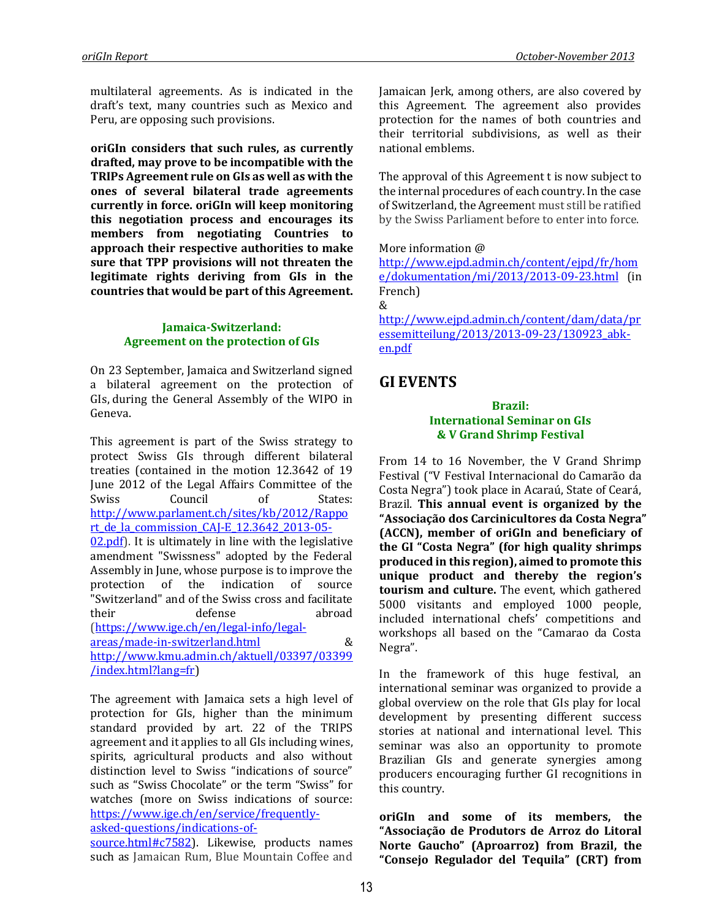multilateral agreements. As is indicated in the draft's text, many countries such as Mexico and Peru, are opposing such provisions.

**oriGIn considers that such rules, as currently drafted, may prove to be incompatible with the TRIPs Agreement rule on GIs as well as with the ones of several bilateral trade agreements currently in force. oriGIn will keep monitoring this negotiation process and encourages its members from negotiating Countries to approach their respective authorities to make sure that TPP provisions will not threaten the legitimate rights deriving from GIs in the countries that would be part of this Agreement.**

### Jamaica-Switzerland: Agreement on the protection of GIs

On 23 September, Jamaica and Switzerland signed a bilateral agreement on the protection of GIs, during the General Assembly of the WIPO in Geneva.

This agreement is part of the Swiss strategy to protect Swiss GIs through different bilateral treaties (contained in the motion 12.3642 of 19 June 2012 of the Legal Affairs Committee of the Swiss Council of States: http://www.parlament.ch/sites/kb/2012/Rapport_de_la_commission_CAJ-E_12.3642_2013-05-02.pdf). It is ultimately in line with the legislative amendment "Swissness" adopted by the Federal Assembly in June, whose purpose is to improve the protection of the indication of source "Switzerland" and of the Swiss cross and facilitate their defense abroad (https://www.ige.ch/en/legal-info/legal-areas/made-in-switzerland.html & http://www.kmu.admin.ch/aktuell/03397/03399/index.html?lang=fr)

The agreement with Jamaica sets a high level of protection for GIs, higher than the minimum standard provided by art. 22 of the TRIPS agreement and it applies to all GIs including wines, spirits, agricultural products and also without distinction level to Swiss "indications of source" such as "Swiss Chocolate" or the term "Swiss" for watches (more on Swiss indications of source: https://www.ige.ch/en/service/frequently-asked-questions/indications-of-source.html#c7582). Likewise, products names such as Jamaican Rum, Blue Mountain Coffee and Jamaican Jerk, among others, are also covered by this Agreement. The agreement also provides protection for the names of both countries and their territorial subdivisions, as well as their national emblems.

The approval of this Agreement t is now subject to the internal procedures of each country. In the case of Switzerland, the Agreement must still be ratified by the Swiss Parliament before to enter into force.

More information @
http://www.ejpd.admin.ch/content/ejpd/fr/home/dokumentation/mi/2013/2013-09-23.html (in French)
&
http://www.ejpd.admin.ch/content/dam/data/pressemitteilung/2013/2013-09-23/130923_abk-en.pdf

## GI EVENTS

### Brazil: International Seminar on GIs & V Grand Shrimp Festival

From 14 to 16 November, the V Grand Shrimp Festival ("V Festival Internacional do Camarão da Costa Negra") took place in Acaraú, State of Ceará, Brazil. **This annual event is organized by the "Associação dos Carcinicultores da Costa Negra" (ACCN), member of oriGIn and beneficiary of the GI "Costa Negra" (for high quality shrimps produced in this region), aimed to promote this unique product and thereby the region's tourism and culture.** The event, which gathered 5000 visitants and employed 1000 people, included international chefs' competitions and workshops all based on the "Camarao da Costa Negra".

In the framework of this huge festival, an international seminar was organized to provide a global overview on the role that GIs play for local development by presenting different success stories at national and international level. This seminar was also an opportunity to promote Brazilian GIs and generate synergies among producers encouraging further GI recognitions in this country.

**oriGIn and some of its members, the "Associação de Produtores de Arroz do Litoral Norte Gaucho" (Aproarroz) from Brazil, the "Consejo Regulador del Tequila" (CRT) from**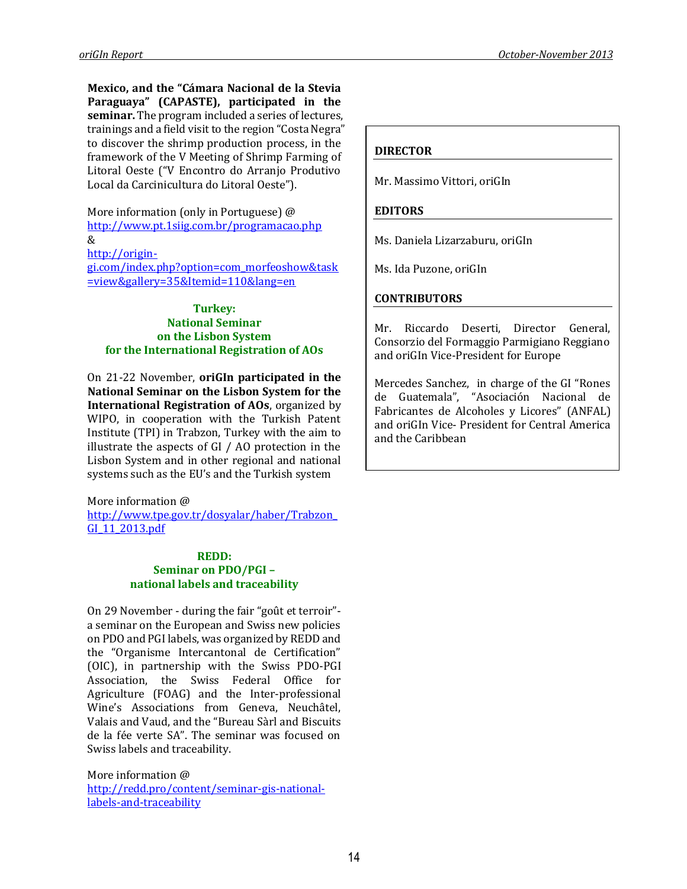**Mexico, and the "Cámara Nacional de la Stevia Paraguaya" (CAPASTE), participated in the seminar.** The program included a series of lectures, trainings and a field visit to the region "Costa Negra" to discover the shrimp production process, in the framework of the V Meeting of Shrimp Farming of Litoral Oeste ("V Encontro do Arranjo Produtivo Local da Carcinicultura do Litoral Oeste").

More information (only in Portuguese) @
http://www.pt.1siig.com.br/programacao.php
&
http://origin-gi.com/index.php?option=com_morfeoshow&task=view&gallery=35&Itemid=110&lang=en

### Turkey: National Seminar on the Lisbon System for the International Registration of AOs

On 21-22 November, **oriGIn participated in the National Seminar on the Lisbon System for the International Registration of AOs**, organized by WIPO, in cooperation with the Turkish Patent Institute (TPI) in Trabzon, Turkey with the aim to illustrate the aspects of GI / AO protection in the Lisbon System and in other regional and national systems such as the EU's and the Turkish system

More information @
http://www.tpe.gov.tr/dosyalar/haber/Trabzon_GI_11_2013.pdf

### REDD: Seminar on PDO/PGI – national labels and traceability

On 29 November - during the fair "goût et terroir"- a seminar on the European and Swiss new policies on PDO and PGI labels, was organized by REDD and the "Organisme Intercantonal de Certification" (OIC), in partnership with the Swiss PDO-PGI Association, the Swiss Federal Office for Agriculture (FOAG) and the Inter-professional Wine's Associations from Geneva, Neuchâtel, Valais and Vaud, and the "Bureau Sàrl and Biscuits de la fée verte SA". The seminar was focused on Swiss labels and traceability.

More information @
http://redd.pro/content/seminar-gis-national-labels-and-traceability

---

**DIRECTOR**

Mr. Massimo Vittori, oriGIn

**EDITORS**

Ms. Daniela Lizarzaburu, oriGIn

Ms. Ida Puzone, oriGIn

**CONTRIBUTORS**

Mr. Riccardo Deserti, Director General, Consorzio del Formaggio Parmigiano Reggiano and oriGIn Vice-President for Europe

Mercedes Sanchez, in charge of the GI "Rones de Guatemala", "Asociación Nacional de Fabricantes de Alcoholes y Licores" (ANFAL) and oriGIn Vice- President for Central America and the Caribbean